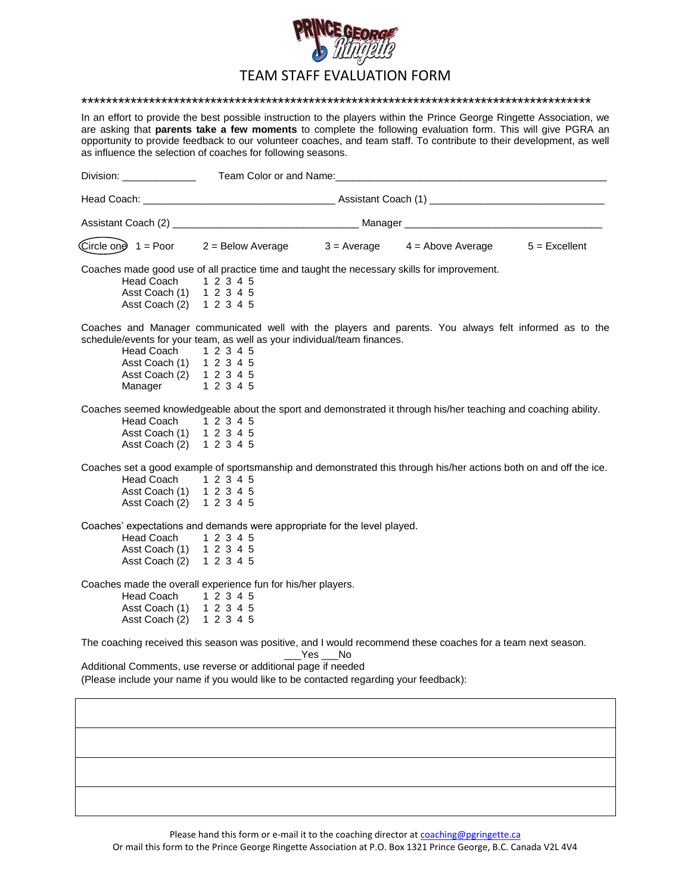# TEAM STAFF EVALUATION FORM

*************************************************************************************

In an effort to provide the best possible instruction to the players within the Prince George Ringette Association, we are asking that **parents take a few moments** to complete the following evaluation form. This will give PGRA an opportunity to provide feedback to our volunteer coaches, and team staff. To contribute to their development, as well as influence the selection of coaches for following seasons.

Division: _____________ Team Color or and Name:_______________________________________________

Head Coach: _________________________________ Assistant Coach (1) ______________________________

Assistant Coach (2) ________________________________ Manager __________________________________

Circle one 1 = Poor 2 = Below Average 3 = Average 4 = Above Average 5 = Excellent

Coaches made good use of all practice time and taught the necessary skills for improvement.

| | |
|---|---|
| Head Coach | 1 2 3 4 5 |
| Asst Coach (1) | 1 2 3 4 5 |
| Asst Coach (2) | 1 2 3 4 5 |

Coaches and Manager communicated well with the players and parents. You always felt informed as to the schedule/events for your team, as well as your individual/team finances.

| | |
|---|---|
| Head Coach | 1 2 3 4 5 |
| Asst Coach (1) | 1 2 3 4 5 |
| Asst Coach (2) | 1 2 3 4 5 |
| Manager | 1 2 3 4 5 |

Coaches seemed knowledgeable about the sport and demonstrated it through his/her teaching and coaching ability.

| | |
|---|---|
| Head Coach | 1 2 3 4 5 |
| Asst Coach (1) | 1 2 3 4 5 |
| Asst Coach (2) | 1 2 3 4 5 |

Coaches set a good example of sportsmanship and demonstrated this through his/her actions both on and off the ice.

| | |
|---|---|
| Head Coach | 1 2 3 4 5 |
| Asst Coach (1) | 1 2 3 4 5 |
| Asst Coach (2) | 1 2 3 4 5 |

Coaches' expectations and demands were appropriate for the level played.

| | |
|---|---|
| Head Coach | 1 2 3 4 5 |
| Asst Coach (1) | 1 2 3 4 5 |
| Asst Coach (2) | 1 2 3 4 5 |

Coaches made the overall experience fun for his/her players.

| | |
|---|---|
| Head Coach | 1 2 3 4 5 |
| Asst Coach (1) | 1 2 3 4 5 |
| Asst Coach (2) | 1 2 3 4 5 |

The coaching received this season was positive, and I would recommend these coaches for a team next season.

___Yes ___No

Additional Comments, use reverse or additional page if needed
(Please include your name if you would like to be contacted regarding your feedback):

| |
|---|
| |
| |
| |
| |

Please hand this form or e-mail it to the coaching director at coaching@pgringette.ca
Or mail this form to the Prince George Ringette Association at P.O. Box 1321 Prince George, B.C. Canada V2L 4V4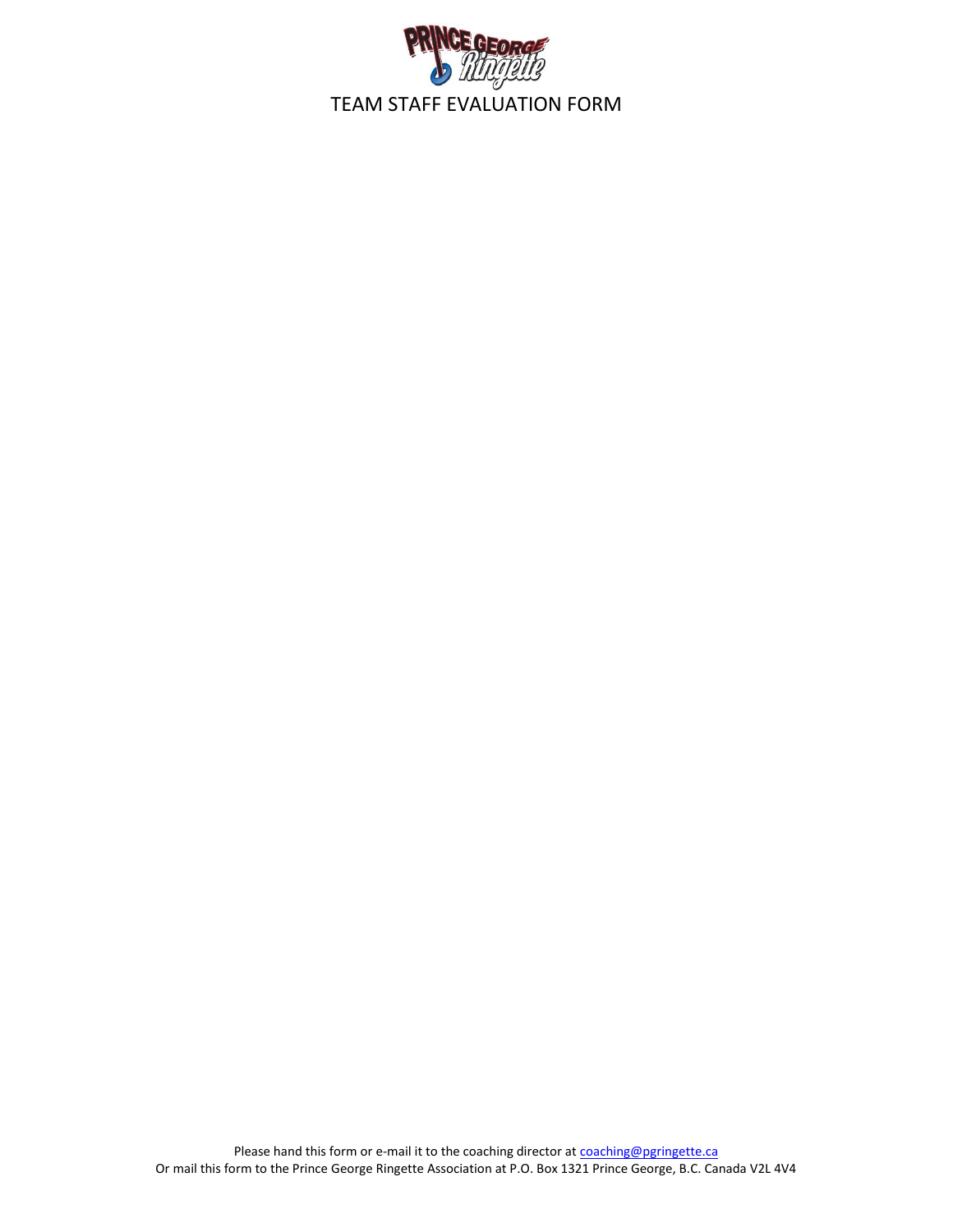# TEAM STAFF EVALUATION FORM

Please hand this form or e-mail it to the coaching director at coaching@pgringette.ca
Or mail this form to the Prince George Ringette Association at P.O. Box 1321 Prince George, B.C. Canada V2L 4V4